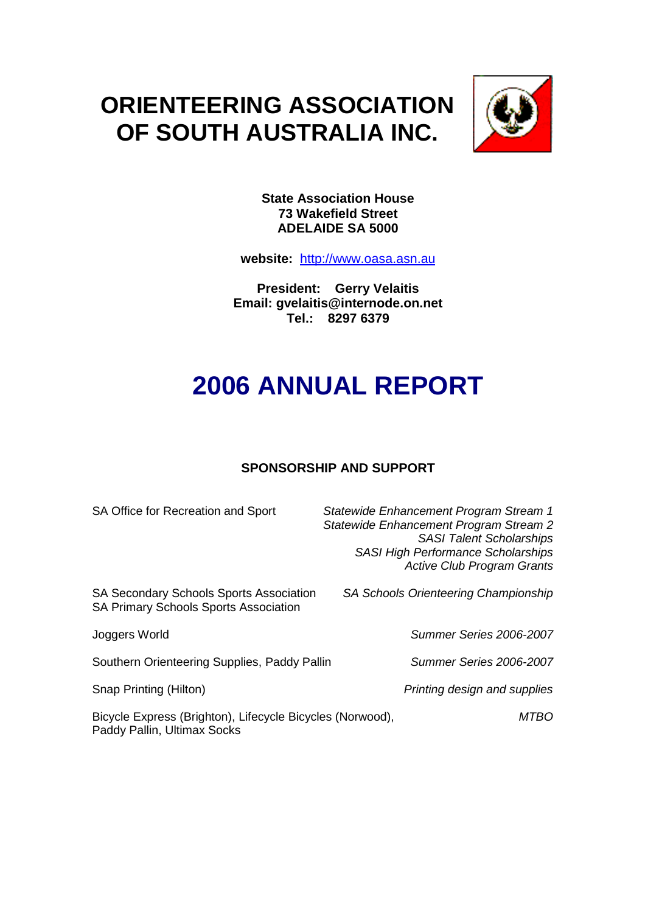# ORIENTEERING ASSOCIATION OF SOUTH AUSTRALIA INC.

**State Association House**
**73 Wakefield Street**
**ADELAIDE SA 5000**

**website:** http://www.oasa.asn.au

**President: Gerry Velaitis**
**Email: gvelaitis@internode.on.net**
**Tel.: 8297 6379**

# 2006 ANNUAL REPORT

## SPONSORSHIP AND SUPPORT

| | |
|---|---|
| SA Office for Recreation and Sport | *Statewide Enhancement Program Stream 1*<br>*Statewide Enhancement Program Stream 2*<br>*SASI Talent Scholarships*<br>*SASI High Performance Scholarships*<br>*Active Club Program Grants* |
| SA Secondary Schools Sports Association<br>SA Primary Schools Sports Association | *SA Schools Orienteering Championship* |
| Joggers World | *Summer Series 2006-2007* |
| Southern Orienteering Supplies, Paddy Pallin | *Summer Series 2006-2007* |
| Snap Printing (Hilton) | *Printing design and supplies* |
| Bicycle Express (Brighton), Lifecycle Bicycles (Norwood), Paddy Pallin, Ultimax Socks | *MTBO* |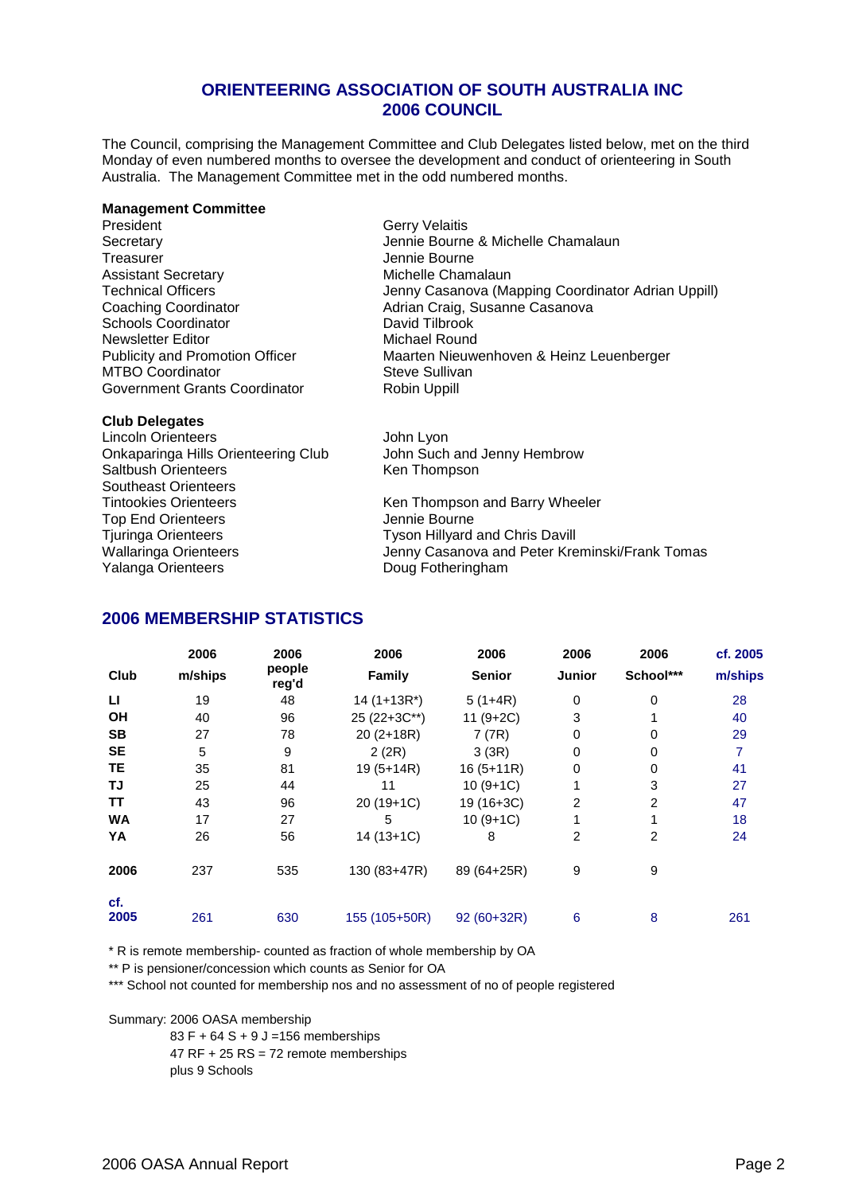# ORIENTEERING ASSOCIATION OF SOUTH AUSTRALIA INC
# 2006 COUNCIL

The Council, comprising the Management Committee and Club Delegates listed below, met on the third Monday of even numbered months to oversee the development and conduct of orienteering in South Australia. The Management Committee met in the odd numbered months.

**Management Committee**

| | |
|---|---|
| President | Gerry Velaitis |
| Secretary | Jennie Bourne & Michelle Chamalaun |
| Treasurer | Jennie Bourne |
| Assistant Secretary | Michelle Chamalaun |
| Technical Officers | Jenny Casanova (Mapping Coordinator Adrian Uppill) |
| Coaching Coordinator | Adrian Craig, Susanne Casanova |
| Schools Coordinator | David Tilbrook |
| Newsletter Editor | Michael Round |
| Publicity and Promotion Officer | Maarten Nieuwenhoven & Heinz Leuenberger |
| MTBO Coordinator | Steve Sullivan |
| Government Grants Coordinator | Robin Uppill |

**Club Delegates**

| | |
|---|---|
| Lincoln Orienteers | John Lyon |
| Onkaparinga Hills Orienteering Club | John Such and Jenny Hembrow |
| Saltbush Orienteers | Ken Thompson |
| Southeast Orienteers | |
| Tintookies Orienteers | Ken Thompson and Barry Wheeler |
| Top End Orienteers | Jennie Bourne |
| Tjuringa Orienteers | Tyson Hillyard and Chris Davill |
| Wallaringa Orienteers | Jenny Casanova and Peter Kreminski/Frank Tomas |
| Yalanga Orienteers | Doug Fotheringham |

## 2006 MEMBERSHIP STATISTICS

| Club | 2006 m/ships | 2006 people reg'd | 2006 Family | 2006 Senior | 2006 Junior | 2006 School*** | cf. 2005 m/ships |
|---|---|---|---|---|---|---|---|
| LI | 19 | 48 | 14 (1+13R*) | 5 (1+4R) | 0 | 0 | 28 |
| OH | 40 | 96 | 25 (22+3C**) | 11 (9+2C) | 3 | 1 | 40 |
| SB | 27 | 78 | 20 (2+18R) | 7 (7R) | 0 | 0 | 29 |
| SE | 5 | 9 | 2 (2R) | 3 (3R) | 0 | 0 | 7 |
| TE | 35 | 81 | 19 (5+14R) | 16 (5+11R) | 0 | 0 | 41 |
| TJ | 25 | 44 | 11 | 10 (9+1C) | 1 | 3 | 27 |
| TT | 43 | 96 | 20 (19+1C) | 19 (16+3C) | 2 | 2 | 47 |
| WA | 17 | 27 | 5 | 10 (9+1C) | 1 | 1 | 18 |
| YA | 26 | 56 | 14 (13+1C) | 8 | 2 | 2 | 24 |
| 2006 | 237 | 535 | 130 (83+47R) | 89 (64+25R) | 9 | 9 | |
| cf. 2005 | 261 | 630 | 155 (105+50R) | 92 (60+32R) | 6 | 8 | 261 |

\* R is remote membership- counted as fraction of whole membership by OA

\*\* P is pensioner/concession which counts as Senior for OA

\*\*\* School not counted for membership nos and no assessment of no of people registered

Summary: 2006 OASA membership

83 F + 64 S + 9 J =156 memberships

47 RF + 25 RS = 72 remote memberships

plus 9 Schools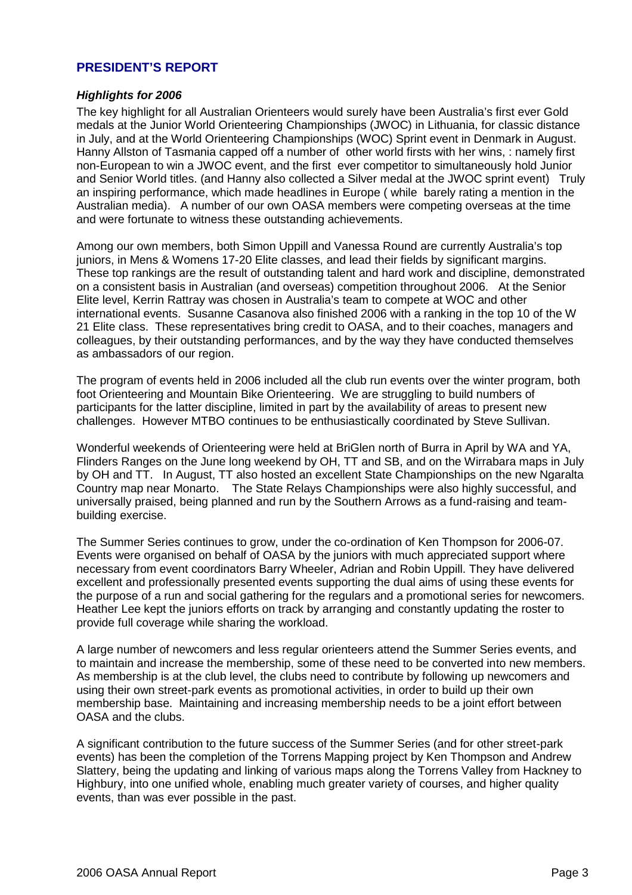## PRESIDENT'S REPORT

### *Highlights for 2006*

The key highlight for all Australian Orienteers would surely have been Australia's first ever Gold medals at the Junior World Orienteering Championships (JWOC) in Lithuania, for classic distance in July, and at the World Orienteering Championships (WOC) Sprint event in Denmark in August. Hanny Allston of Tasmania capped off a number of other world firsts with her wins, : namely first non-European to win a JWOC event, and the first ever competitor to simultaneously hold Junior and Senior World titles. (and Hanny also collected a Silver medal at the JWOC sprint event) Truly an inspiring performance, which made headlines in Europe ( while barely rating a mention in the Australian media). A number of our own OASA members were competing overseas at the time and were fortunate to witness these outstanding achievements.

Among our own members, both Simon Uppill and Vanessa Round are currently Australia's top juniors, in Mens & Womens 17-20 Elite classes, and lead their fields by significant margins. These top rankings are the result of outstanding talent and hard work and discipline, demonstrated on a consistent basis in Australian (and overseas) competition throughout 2006. At the Senior Elite level, Kerrin Rattray was chosen in Australia's team to compete at WOC and other international events. Susanne Casanova also finished 2006 with a ranking in the top 10 of the W 21 Elite class. These representatives bring credit to OASA, and to their coaches, managers and colleagues, by their outstanding performances, and by the way they have conducted themselves as ambassadors of our region.

The program of events held in 2006 included all the club run events over the winter program, both foot Orienteering and Mountain Bike Orienteering. We are struggling to build numbers of participants for the latter discipline, limited in part by the availability of areas to present new challenges. However MTBO continues to be enthusiastically coordinated by Steve Sullivan.

Wonderful weekends of Orienteering were held at BriGlen north of Burra in April by WA and YA, Flinders Ranges on the June long weekend by OH, TT and SB, and on the Wirrabara maps in July by OH and TT. In August, TT also hosted an excellent State Championships on the new Ngaralta Country map near Monarto. The State Relays Championships were also highly successful, and universally praised, being planned and run by the Southern Arrows as a fund-raising and team-building exercise.

The Summer Series continues to grow, under the co-ordination of Ken Thompson for 2006-07. Events were organised on behalf of OASA by the juniors with much appreciated support where necessary from event coordinators Barry Wheeler, Adrian and Robin Uppill. They have delivered excellent and professionally presented events supporting the dual aims of using these events for the purpose of a run and social gathering for the regulars and a promotional series for newcomers. Heather Lee kept the juniors efforts on track by arranging and constantly updating the roster to provide full coverage while sharing the workload.

A large number of newcomers and less regular orienteers attend the Summer Series events, and to maintain and increase the membership, some of these need to be converted into new members. As membership is at the club level, the clubs need to contribute by following up newcomers and using their own street-park events as promotional activities, in order to build up their own membership base. Maintaining and increasing membership needs to be a joint effort between OASA and the clubs.

A significant contribution to the future success of the Summer Series (and for other street-park events) has been the completion of the Torrens Mapping project by Ken Thompson and Andrew Slattery, being the updating and linking of various maps along the Torrens Valley from Hackney to Highbury, into one unified whole, enabling much greater variety of courses, and higher quality events, than was ever possible in the past.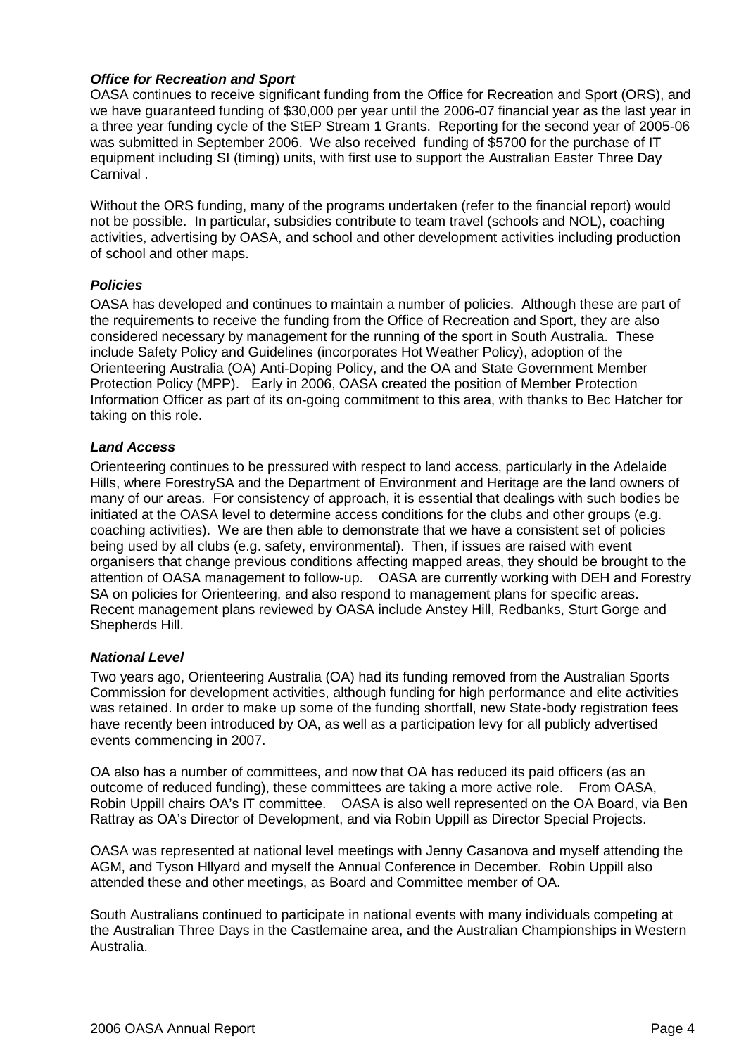### *Office for Recreation and Sport*

OASA continues to receive significant funding from the Office for Recreation and Sport (ORS), and we have guaranteed funding of $30,000 per year until the 2006-07 financial year as the last year in a three year funding cycle of the StEP Stream 1 Grants. Reporting for the second year of 2005-06 was submitted in September 2006. We also received funding of $5700 for the purchase of IT equipment including SI (timing) units, with first use to support the Australian Easter Three Day Carnival .

Without the ORS funding, many of the programs undertaken (refer to the financial report) would not be possible. In particular, subsidies contribute to team travel (schools and NOL), coaching activities, advertising by OASA, and school and other development activities including production of school and other maps.

### *Policies*

OASA has developed and continues to maintain a number of policies. Although these are part of the requirements to receive the funding from the Office of Recreation and Sport, they are also considered necessary by management for the running of the sport in South Australia. These include Safety Policy and Guidelines (incorporates Hot Weather Policy), adoption of the Orienteering Australia (OA) Anti-Doping Policy, and the OA and State Government Member Protection Policy (MPP). Early in 2006, OASA created the position of Member Protection Information Officer as part of its on-going commitment to this area, with thanks to Bec Hatcher for taking on this role.

### *Land Access*

Orienteering continues to be pressured with respect to land access, particularly in the Adelaide Hills, where ForestrySA and the Department of Environment and Heritage are the land owners of many of our areas. For consistency of approach, it is essential that dealings with such bodies be initiated at the OASA level to determine access conditions for the clubs and other groups (e.g. coaching activities). We are then able to demonstrate that we have a consistent set of policies being used by all clubs (e.g. safety, environmental). Then, if issues are raised with event organisers that change previous conditions affecting mapped areas, they should be brought to the attention of OASA management to follow-up. OASA are currently working with DEH and Forestry SA on policies for Orienteering, and also respond to management plans for specific areas. Recent management plans reviewed by OASA include Anstey Hill, Redbanks, Sturt Gorge and Shepherds Hill.

### *National Level*

Two years ago, Orienteering Australia (OA) had its funding removed from the Australian Sports Commission for development activities, although funding for high performance and elite activities was retained. In order to make up some of the funding shortfall, new State-body registration fees have recently been introduced by OA, as well as a participation levy for all publicly advertised events commencing in 2007.

OA also has a number of committees, and now that OA has reduced its paid officers (as an outcome of reduced funding), these committees are taking a more active role. From OASA, Robin Uppill chairs OA's IT committee. OASA is also well represented on the OA Board, via Ben Rattray as OA's Director of Development, and via Robin Uppill as Director Special Projects.

OASA was represented at national level meetings with Jenny Casanova and myself attending the AGM, and Tyson Hllyard and myself the Annual Conference in December. Robin Uppill also attended these and other meetings, as Board and Committee member of OA.

South Australians continued to participate in national events with many individuals competing at the Australian Three Days in the Castlemaine area, and the Australian Championships in Western Australia.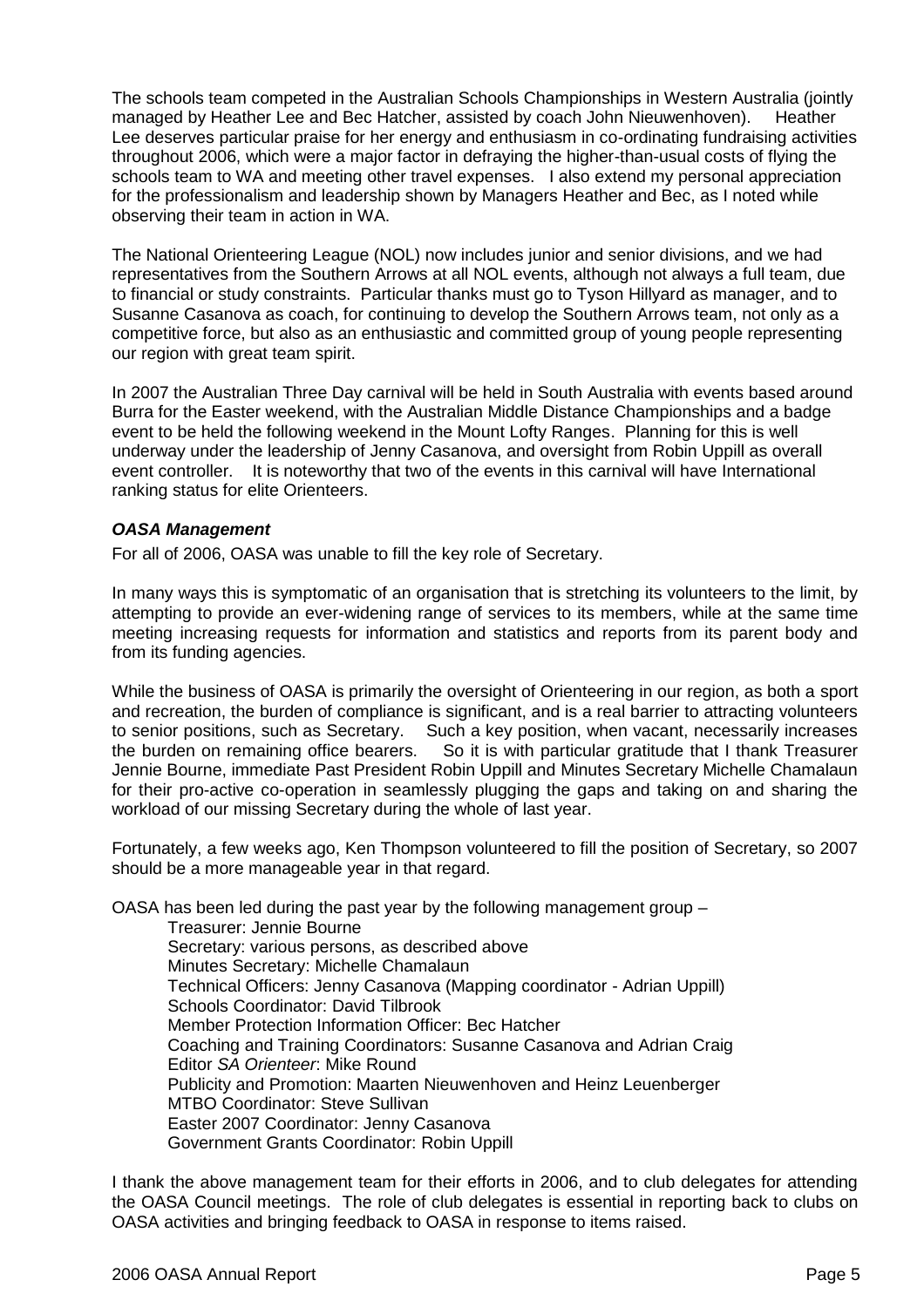The schools team competed in the Australian Schools Championships in Western Australia (jointly managed by Heather Lee and Bec Hatcher, assisted by coach John Nieuwenhoven). Heather Lee deserves particular praise for her energy and enthusiasm in co-ordinating fundraising activities throughout 2006, which were a major factor in defraying the higher-than-usual costs of flying the schools team to WA and meeting other travel expenses. I also extend my personal appreciation for the professionalism and leadership shown by Managers Heather and Bec, as I noted while observing their team in action in WA.

The National Orienteering League (NOL) now includes junior and senior divisions, and we had representatives from the Southern Arrows at all NOL events, although not always a full team, due to financial or study constraints. Particular thanks must go to Tyson Hillyard as manager, and to Susanne Casanova as coach, for continuing to develop the Southern Arrows team, not only as a competitive force, but also as an enthusiastic and committed group of young people representing our region with great team spirit.

In 2007 the Australian Three Day carnival will be held in South Australia with events based around Burra for the Easter weekend, with the Australian Middle Distance Championships and a badge event to be held the following weekend in the Mount Lofty Ranges. Planning for this is well underway under the leadership of Jenny Casanova, and oversight from Robin Uppill as overall event controller. It is noteworthy that two of the events in this carnival will have International ranking status for elite Orienteers.

***OASA Management***

For all of 2006, OASA was unable to fill the key role of Secretary.

In many ways this is symptomatic of an organisation that is stretching its volunteers to the limit, by attempting to provide an ever-widening range of services to its members, while at the same time meeting increasing requests for information and statistics and reports from its parent body and from its funding agencies.

While the business of OASA is primarily the oversight of Orienteering in our region, as both a sport and recreation, the burden of compliance is significant, and is a real barrier to attracting volunteers to senior positions, such as Secretary. Such a key position, when vacant, necessarily increases the burden on remaining office bearers. So it is with particular gratitude that I thank Treasurer Jennie Bourne, immediate Past President Robin Uppill and Minutes Secretary Michelle Chamalaun for their pro-active co-operation in seamlessly plugging the gaps and taking on and sharing the workload of our missing Secretary during the whole of last year.

Fortunately, a few weeks ago, Ken Thompson volunteered to fill the position of Secretary, so 2007 should be a more manageable year in that regard.

OASA has been led during the past year by the following management group –

- Treasurer: Jennie Bourne
- Secretary: various persons, as described above
- Minutes Secretary: Michelle Chamalaun
- Technical Officers: Jenny Casanova (Mapping coordinator - Adrian Uppill)
- Schools Coordinator: David Tilbrook
- Member Protection Information Officer: Bec Hatcher
- Coaching and Training Coordinators: Susanne Casanova and Adrian Craig
- Editor *SA Orienteer*: Mike Round
- Publicity and Promotion: Maarten Nieuwenhoven and Heinz Leuenberger
- MTBO Coordinator: Steve Sullivan
- Easter 2007 Coordinator: Jenny Casanova
- Government Grants Coordinator: Robin Uppill

I thank the above management team for their efforts in 2006, and to club delegates for attending the OASA Council meetings. The role of club delegates is essential in reporting back to clubs on OASA activities and bringing feedback to OASA in response to items raised.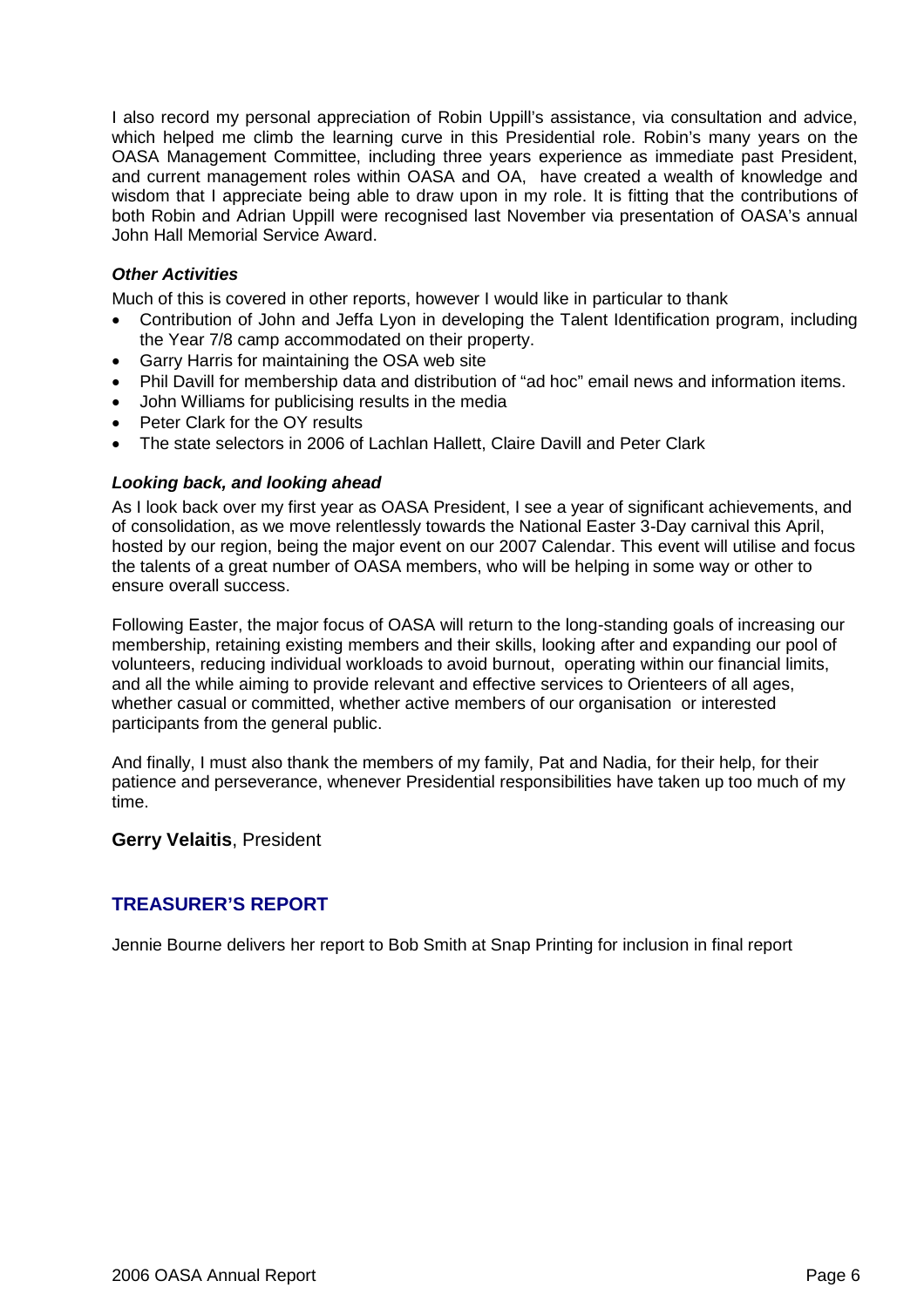I also record my personal appreciation of Robin Uppill's assistance, via consultation and advice, which helped me climb the learning curve in this Presidential role. Robin's many years on the OASA Management Committee, including three years experience as immediate past President, and current management roles within OASA and OA, have created a wealth of knowledge and wisdom that I appreciate being able to draw upon in my role. It is fitting that the contributions of both Robin and Adrian Uppill were recognised last November via presentation of OASA's annual John Hall Memorial Service Award.

***Other Activities***

Much of this is covered in other reports, however I would like in particular to thank

- Contribution of John and Jeffa Lyon in developing the Talent Identification program, including the Year 7/8 camp accommodated on their property.
- Garry Harris for maintaining the OSA web site
- Phil Davill for membership data and distribution of "ad hoc" email news and information items.
- John Williams for publicising results in the media
- Peter Clark for the OY results
- The state selectors in 2006 of Lachlan Hallett, Claire Davill and Peter Clark

***Looking back, and looking ahead***

As I look back over my first year as OASA President, I see a year of significant achievements, and of consolidation, as we move relentlessly towards the National Easter 3-Day carnival this April, hosted by our region, being the major event on our 2007 Calendar. This event will utilise and focus the talents of a great number of OASA members, who will be helping in some way or other to ensure overall success.

Following Easter, the major focus of OASA will return to the long-standing goals of increasing our membership, retaining existing members and their skills, looking after and expanding our pool of volunteers, reducing individual workloads to avoid burnout, operating within our financial limits, and all the while aiming to provide relevant and effective services to Orienteers of all ages, whether casual or committed, whether active members of our organisation or interested participants from the general public.

And finally, I must also thank the members of my family, Pat and Nadia, for their help, for their patience and perseverance, whenever Presidential responsibilities have taken up too much of my time.

**Gerry Velaitis**, President

## TREASURER'S REPORT

Jennie Bourne delivers her report to Bob Smith at Snap Printing for inclusion in final report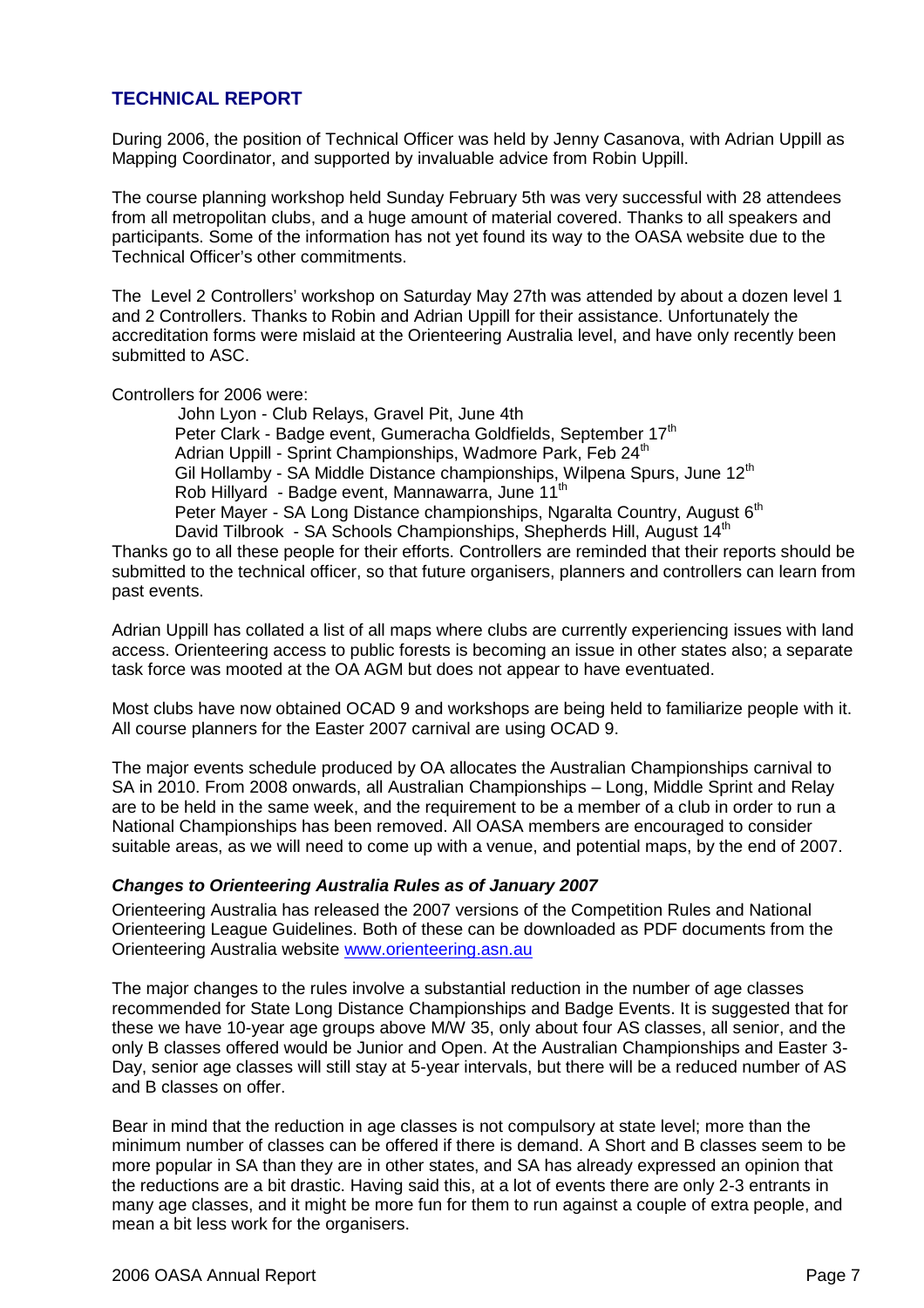## TECHNICAL REPORT

During 2006, the position of Technical Officer was held by Jenny Casanova, with Adrian Uppill as Mapping Coordinator, and supported by invaluable advice from Robin Uppill.

The course planning workshop held Sunday February 5th was very successful with 28 attendees from all metropolitan clubs, and a huge amount of material covered. Thanks to all speakers and participants. Some of the information has not yet found its way to the OASA website due to the Technical Officer's other commitments.

The Level 2 Controllers' workshop on Saturday May 27th was attended by about a dozen level 1 and 2 Controllers. Thanks to Robin and Adrian Uppill for their assistance. Unfortunately the accreditation forms were mislaid at the Orienteering Australia level, and have only recently been submitted to ASC.

Controllers for 2006 were:

- John Lyon - Club Relays, Gravel Pit, June 4th
- Peter Clark - Badge event, Gumeracha Goldfields, September 17th
- Adrian Uppill - Sprint Championships, Wadmore Park, Feb 24th
- Gil Hollamby - SA Middle Distance championships, Wilpena Spurs, June 12th
- Rob Hillyard - Badge event, Mannawarra, June 11th
- Peter Mayer - SA Long Distance championships, Ngaralta Country, August 6th
- David Tilbrook - SA Schools Championships, Shepherds Hill, August 14th

Thanks go to all these people for their efforts. Controllers are reminded that their reports should be submitted to the technical officer, so that future organisers, planners and controllers can learn from past events.

Adrian Uppill has collated a list of all maps where clubs are currently experiencing issues with land access. Orienteering access to public forests is becoming an issue in other states also; a separate task force was mooted at the OA AGM but does not appear to have eventuated.

Most clubs have now obtained OCAD 9 and workshops are being held to familiarize people with it. All course planners for the Easter 2007 carnival are using OCAD 9.

The major events schedule produced by OA allocates the Australian Championships carnival to SA in 2010. From 2008 onwards, all Australian Championships – Long, Middle Sprint and Relay are to be held in the same week, and the requirement to be a member of a club in order to run a National Championships has been removed. All OASA members are encouraged to consider suitable areas, as we will need to come up with a venue, and potential maps, by the end of 2007.

### *Changes to Orienteering Australia Rules as of January 2007*

Orienteering Australia has released the 2007 versions of the Competition Rules and National Orienteering League Guidelines. Both of these can be downloaded as PDF documents from the Orienteering Australia website [www.orienteering.asn.au](http://www.orienteering.asn.au)

The major changes to the rules involve a substantial reduction in the number of age classes recommended for State Long Distance Championships and Badge Events. It is suggested that for these we have 10-year age groups above M/W 35, only about four AS classes, all senior, and the only B classes offered would be Junior and Open. At the Australian Championships and Easter 3-Day, senior age classes will still stay at 5-year intervals, but there will be a reduced number of AS and B classes on offer.

Bear in mind that the reduction in age classes is not compulsory at state level; more than the minimum number of classes can be offered if there is demand. A Short and B classes seem to be more popular in SA than they are in other states, and SA has already expressed an opinion that the reductions are a bit drastic. Having said this, at a lot of events there are only 2-3 entrants in many age classes, and it might be more fun for them to run against a couple of extra people, and mean a bit less work for the organisers.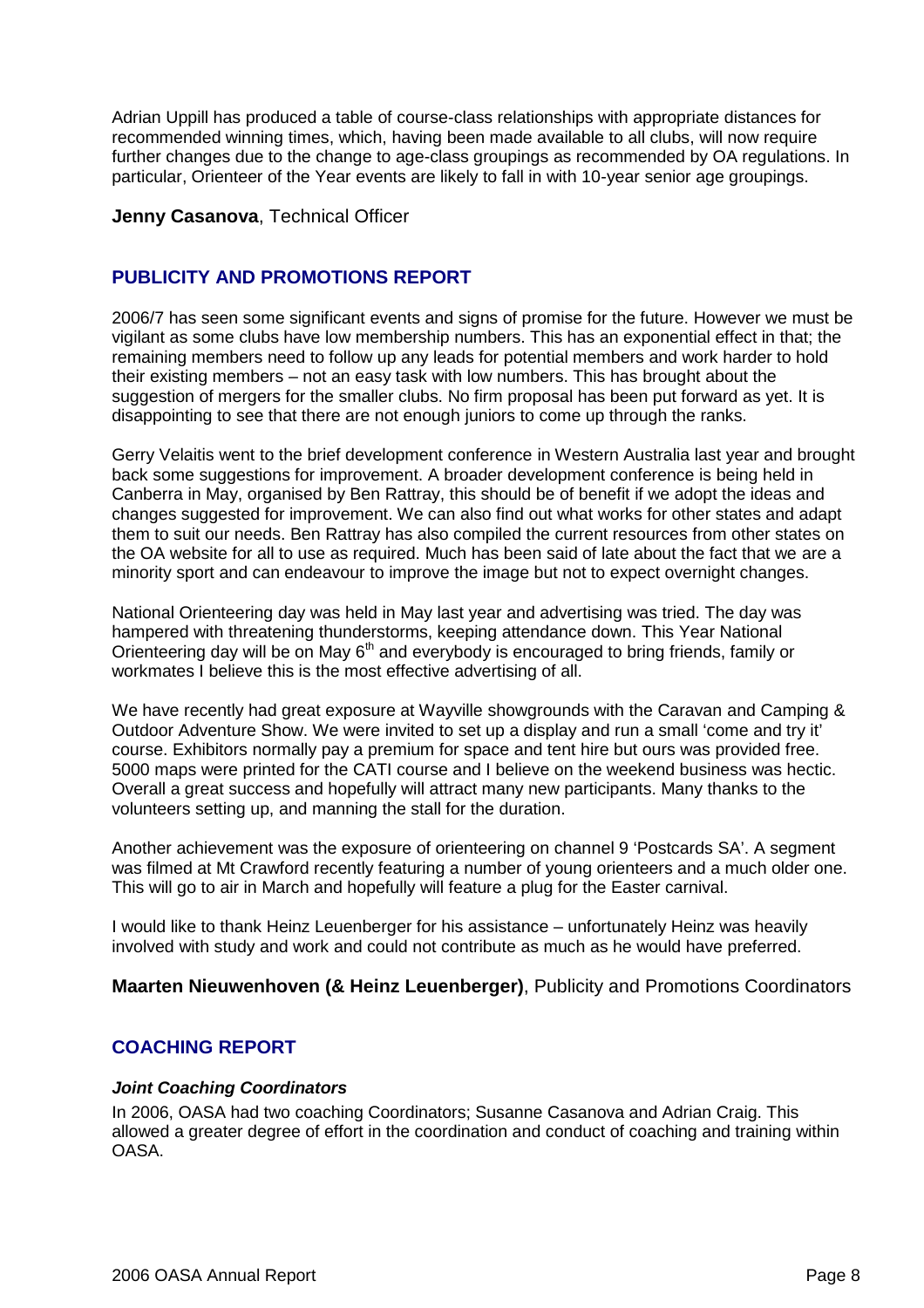Adrian Uppill has produced a table of course-class relationships with appropriate distances for recommended winning times, which, having been made available to all clubs, will now require further changes due to the change to age-class groupings as recommended by OA regulations. In particular, Orienteer of the Year events are likely to fall in with 10-year senior age groupings.

**Jenny Casanova**, Technical Officer

## PUBLICITY AND PROMOTIONS REPORT

2006/7 has seen some significant events and signs of promise for the future. However we must be vigilant as some clubs have low membership numbers. This has an exponential effect in that; the remaining members need to follow up any leads for potential members and work harder to hold their existing members – not an easy task with low numbers. This has brought about the suggestion of mergers for the smaller clubs. No firm proposal has been put forward as yet. It is disappointing to see that there are not enough juniors to come up through the ranks.

Gerry Velaitis went to the brief development conference in Western Australia last year and brought back some suggestions for improvement. A broader development conference is being held in Canberra in May, organised by Ben Rattray, this should be of benefit if we adopt the ideas and changes suggested for improvement. We can also find out what works for other states and adapt them to suit our needs. Ben Rattray has also compiled the current resources from other states on the OA website for all to use as required. Much has been said of late about the fact that we are a minority sport and can endeavour to improve the image but not to expect overnight changes.

National Orienteering day was held in May last year and advertising was tried. The day was hampered with threatening thunderstorms, keeping attendance down. This Year National Orienteering day will be on May 6th and everybody is encouraged to bring friends, family or workmates I believe this is the most effective advertising of all.

We have recently had great exposure at Wayville showgrounds with the Caravan and Camping & Outdoor Adventure Show. We were invited to set up a display and run a small 'come and try it' course. Exhibitors normally pay a premium for space and tent hire but ours was provided free. 5000 maps were printed for the CATI course and I believe on the weekend business was hectic. Overall a great success and hopefully will attract many new participants. Many thanks to the volunteers setting up, and manning the stall for the duration.

Another achievement was the exposure of orienteering on channel 9 'Postcards SA'. A segment was filmed at Mt Crawford recently featuring a number of young orienteers and a much older one. This will go to air in March and hopefully will feature a plug for the Easter carnival.

I would like to thank Heinz Leuenberger for his assistance – unfortunately Heinz was heavily involved with study and work and could not contribute as much as he would have preferred.

**Maarten Nieuwenhoven (& Heinz Leuenberger)**, Publicity and Promotions Coordinators

## COACHING REPORT

### *Joint Coaching Coordinators*

In 2006, OASA had two coaching Coordinators; Susanne Casanova and Adrian Craig. This allowed a greater degree of effort in the coordination and conduct of coaching and training within OASA.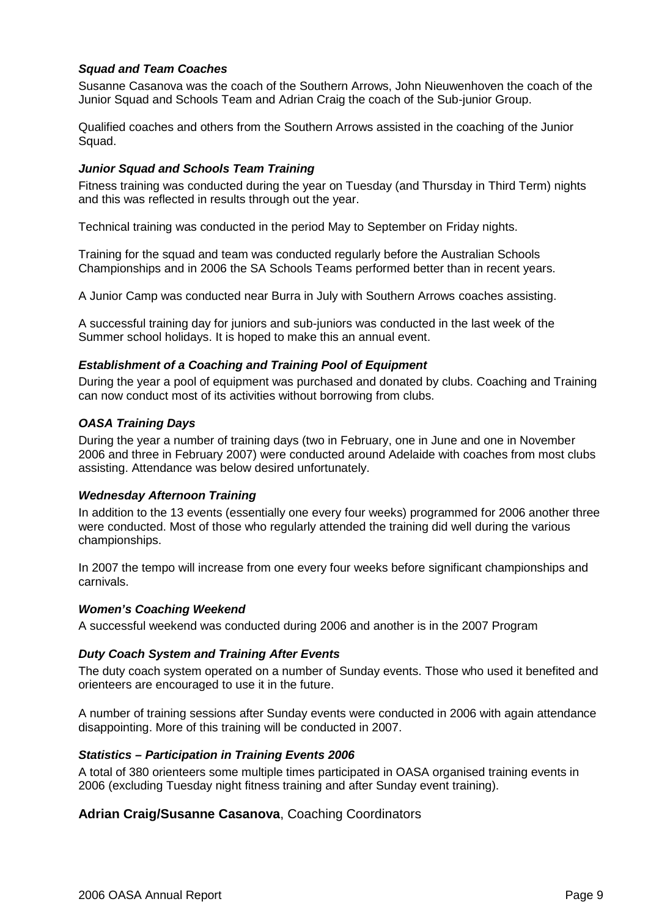### *Squad and Team Coaches*

Susanne Casanova was the coach of the Southern Arrows, John Nieuwenhoven the coach of the Junior Squad and Schools Team and Adrian Craig the coach of the Sub-junior Group.

Qualified coaches and others from the Southern Arrows assisted in the coaching of the Junior Squad.

### *Junior Squad and Schools Team Training*

Fitness training was conducted during the year on Tuesday (and Thursday in Third Term) nights and this was reflected in results through out the year.

Technical training was conducted in the period May to September on Friday nights.

Training for the squad and team was conducted regularly before the Australian Schools Championships and in 2006 the SA Schools Teams performed better than in recent years.

A Junior Camp was conducted near Burra in July with Southern Arrows coaches assisting.

A successful training day for juniors and sub-juniors was conducted in the last week of the Summer school holidays. It is hoped to make this an annual event.

### *Establishment of a Coaching and Training Pool of Equipment*

During the year a pool of equipment was purchased and donated by clubs. Coaching and Training can now conduct most of its activities without borrowing from clubs.

### *OASA Training Days*

During the year a number of training days (two in February, one in June and one in November 2006 and three in February 2007) were conducted around Adelaide with coaches from most clubs assisting. Attendance was below desired unfortunately.

### *Wednesday Afternoon Training*

In addition to the 13 events (essentially one every four weeks) programmed for 2006 another three were conducted. Most of those who regularly attended the training did well during the various championships.

In 2007 the tempo will increase from one every four weeks before significant championships and carnivals.

### *Women's Coaching Weekend*

A successful weekend was conducted during 2006 and another is in the 2007 Program

### *Duty Coach System and Training After Events*

The duty coach system operated on a number of Sunday events. Those who used it benefited and orienteers are encouraged to use it in the future.

A number of training sessions after Sunday events were conducted in 2006 with again attendance disappointing. More of this training will be conducted in 2007.

### *Statistics – Participation in Training Events 2006*

A total of 380 orienteers some multiple times participated in OASA organised training events in 2006 (excluding Tuesday night fitness training and after Sunday event training).

**Adrian Craig/Susanne Casanova**, Coaching Coordinators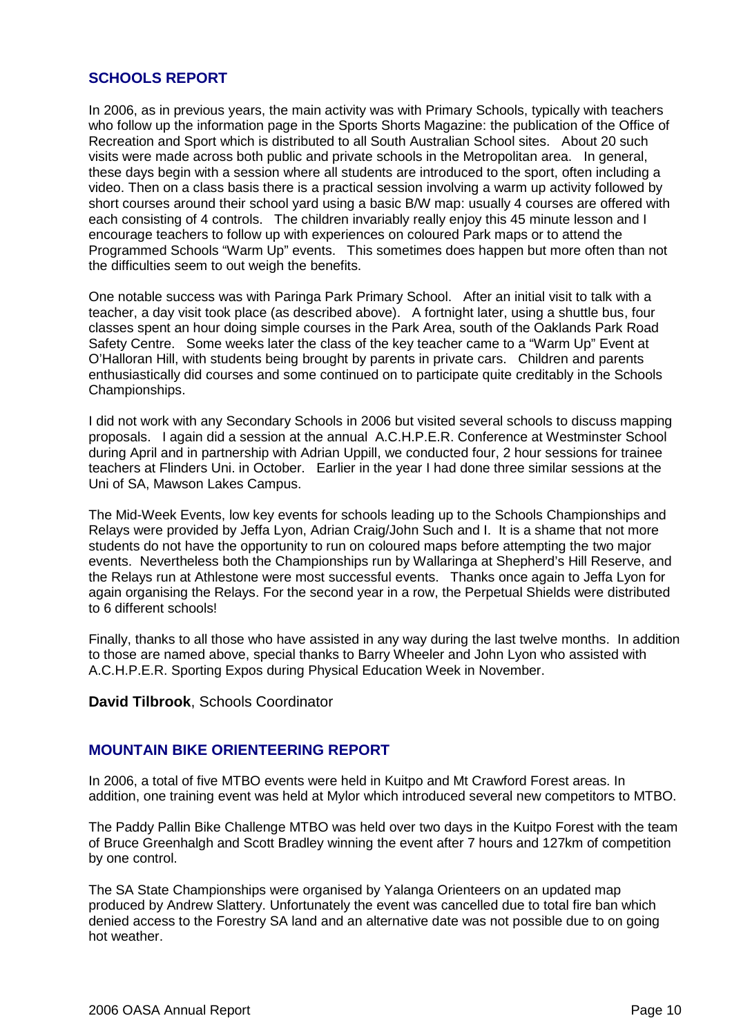## SCHOOLS REPORT

In 2006, as in previous years, the main activity was with Primary Schools, typically with teachers who follow up the information page in the Sports Shorts Magazine: the publication of the Office of Recreation and Sport which is distributed to all South Australian School sites. About 20 such visits were made across both public and private schools in the Metropolitan area. In general, these days begin with a session where all students are introduced to the sport, often including a video. Then on a class basis there is a practical session involving a warm up activity followed by short courses around their school yard using a basic B/W map: usually 4 courses are offered with each consisting of 4 controls. The children invariably really enjoy this 45 minute lesson and I encourage teachers to follow up with experiences on coloured Park maps or to attend the Programmed Schools "Warm Up" events. This sometimes does happen but more often than not the difficulties seem to out weigh the benefits.

One notable success was with Paringa Park Primary School. After an initial visit to talk with a teacher, a day visit took place (as described above). A fortnight later, using a shuttle bus, four classes spent an hour doing simple courses in the Park Area, south of the Oaklands Park Road Safety Centre. Some weeks later the class of the key teacher came to a "Warm Up" Event at O'Halloran Hill, with students being brought by parents in private cars. Children and parents enthusiastically did courses and some continued on to participate quite creditably in the Schools Championships.

I did not work with any Secondary Schools in 2006 but visited several schools to discuss mapping proposals. I again did a session at the annual A.C.H.P.E.R. Conference at Westminster School during April and in partnership with Adrian Uppill, we conducted four, 2 hour sessions for trainee teachers at Flinders Uni. in October. Earlier in the year I had done three similar sessions at the Uni of SA, Mawson Lakes Campus.

The Mid-Week Events, low key events for schools leading up to the Schools Championships and Relays were provided by Jeffa Lyon, Adrian Craig/John Such and I. It is a shame that not more students do not have the opportunity to run on coloured maps before attempting the two major events. Nevertheless both the Championships run by Wallaringa at Shepherd's Hill Reserve, and the Relays run at Athlestone were most successful events. Thanks once again to Jeffa Lyon for again organising the Relays. For the second year in a row, the Perpetual Shields were distributed to 6 different schools!

Finally, thanks to all those who have assisted in any way during the last twelve months. In addition to those are named above, special thanks to Barry Wheeler and John Lyon who assisted with A.C.H.P.E.R. Sporting Expos during Physical Education Week in November.

**David Tilbrook**, Schools Coordinator

## MOUNTAIN BIKE ORIENTEERING REPORT

In 2006, a total of five MTBO events were held in Kuitpo and Mt Crawford Forest areas. In addition, one training event was held at Mylor which introduced several new competitors to MTBO.

The Paddy Pallin Bike Challenge MTBO was held over two days in the Kuitpo Forest with the team of Bruce Greenhalgh and Scott Bradley winning the event after 7 hours and 127km of competition by one control.

The SA State Championships were organised by Yalanga Orienteers on an updated map produced by Andrew Slattery. Unfortunately the event was cancelled due to total fire ban which denied access to the Forestry SA land and an alternative date was not possible due to on going hot weather.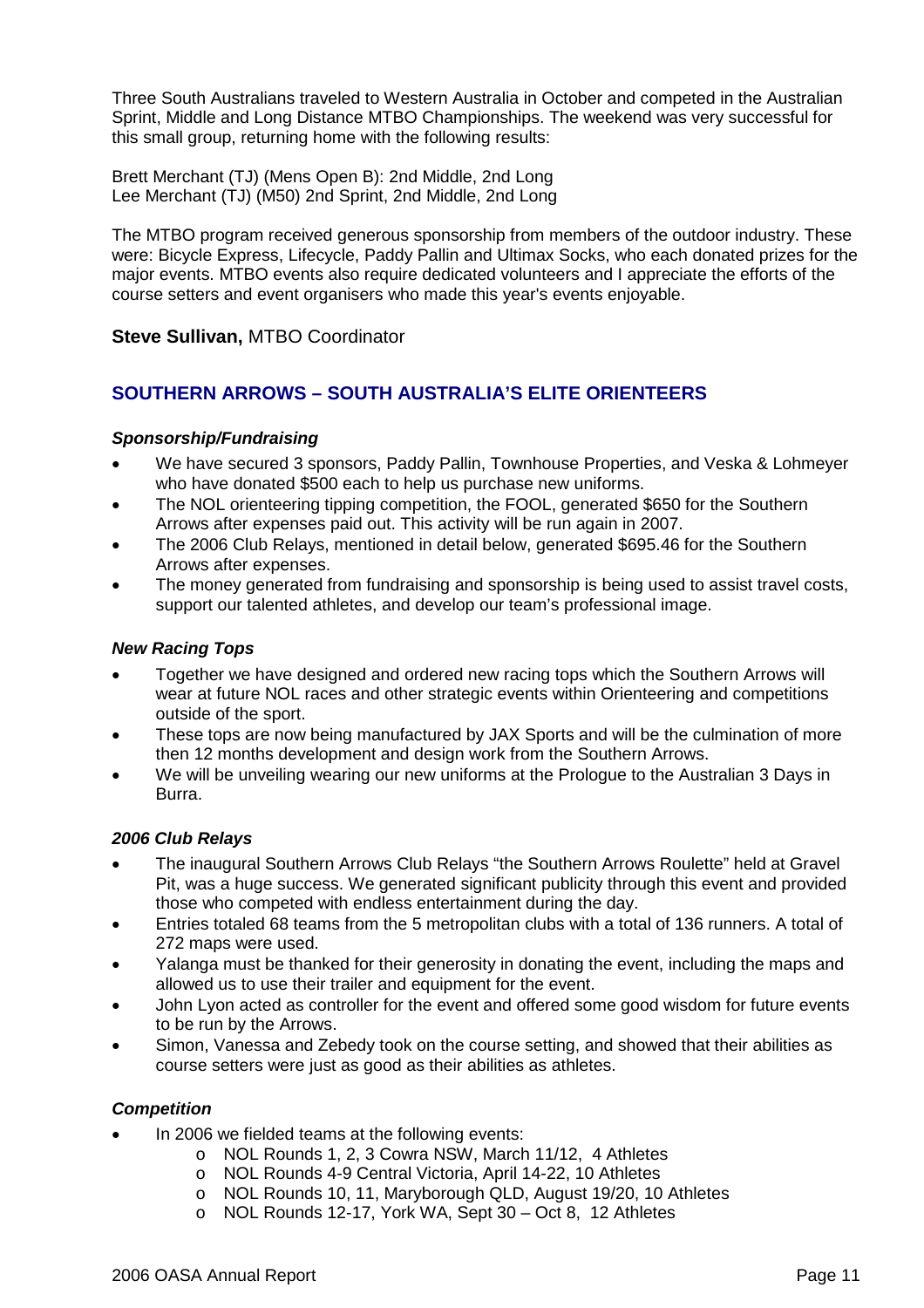Three South Australians traveled to Western Australia in October and competed in the Australian Sprint, Middle and Long Distance MTBO Championships. The weekend was very successful for this small group, returning home with the following results:

Brett Merchant (TJ) (Mens Open B): 2nd Middle, 2nd Long
Lee Merchant (TJ) (M50) 2nd Sprint, 2nd Middle, 2nd Long

The MTBO program received generous sponsorship from members of the outdoor industry. These were: Bicycle Express, Lifecycle, Paddy Pallin and Ultimax Socks, who each donated prizes for the major events. MTBO events also require dedicated volunteers and I appreciate the efforts of the course setters and event organisers who made this year's events enjoyable.

**Steve Sullivan,** MTBO Coordinator

## SOUTHERN ARROWS – SOUTH AUSTRALIA'S ELITE ORIENTEERS

### *Sponsorship/Fundraising*

- We have secured 3 sponsors, Paddy Pallin, Townhouse Properties, and Veska & Lohmeyer who have donated $500 each to help us purchase new uniforms.
- The NOL orienteering tipping competition, the FOOL, generated $650 for the Southern Arrows after expenses paid out. This activity will be run again in 2007.
- The 2006 Club Relays, mentioned in detail below, generated $695.46 for the Southern Arrows after expenses.
- The money generated from fundraising and sponsorship is being used to assist travel costs, support our talented athletes, and develop our team's professional image.

### *New Racing Tops*

- Together we have designed and ordered new racing tops which the Southern Arrows will wear at future NOL races and other strategic events within Orienteering and competitions outside of the sport.
- These tops are now being manufactured by JAX Sports and will be the culmination of more then 12 months development and design work from the Southern Arrows.
- We will be unveiling wearing our new uniforms at the Prologue to the Australian 3 Days in Burra.

### *2006 Club Relays*

- The inaugural Southern Arrows Club Relays "the Southern Arrows Roulette" held at Gravel Pit, was a huge success. We generated significant publicity through this event and provided those who competed with endless entertainment during the day.
- Entries totaled 68 teams from the 5 metropolitan clubs with a total of 136 runners. A total of 272 maps were used.
- Yalanga must be thanked for their generosity in donating the event, including the maps and allowed us to use their trailer and equipment for the event.
- John Lyon acted as controller for the event and offered some good wisdom for future events to be run by the Arrows.
- Simon, Vanessa and Zebedy took on the course setting, and showed that their abilities as course setters were just as good as their abilities as athletes.

### *Competition*

- In 2006 we fielded teams at the following events:
  - NOL Rounds 1, 2, 3 Cowra NSW, March 11/12, 4 Athletes
  - NOL Rounds 4-9 Central Victoria, April 14-22, 10 Athletes
  - NOL Rounds 10, 11, Maryborough QLD, August 19/20, 10 Athletes
  - NOL Rounds 12-17, York WA, Sept 30 – Oct 8, 12 Athletes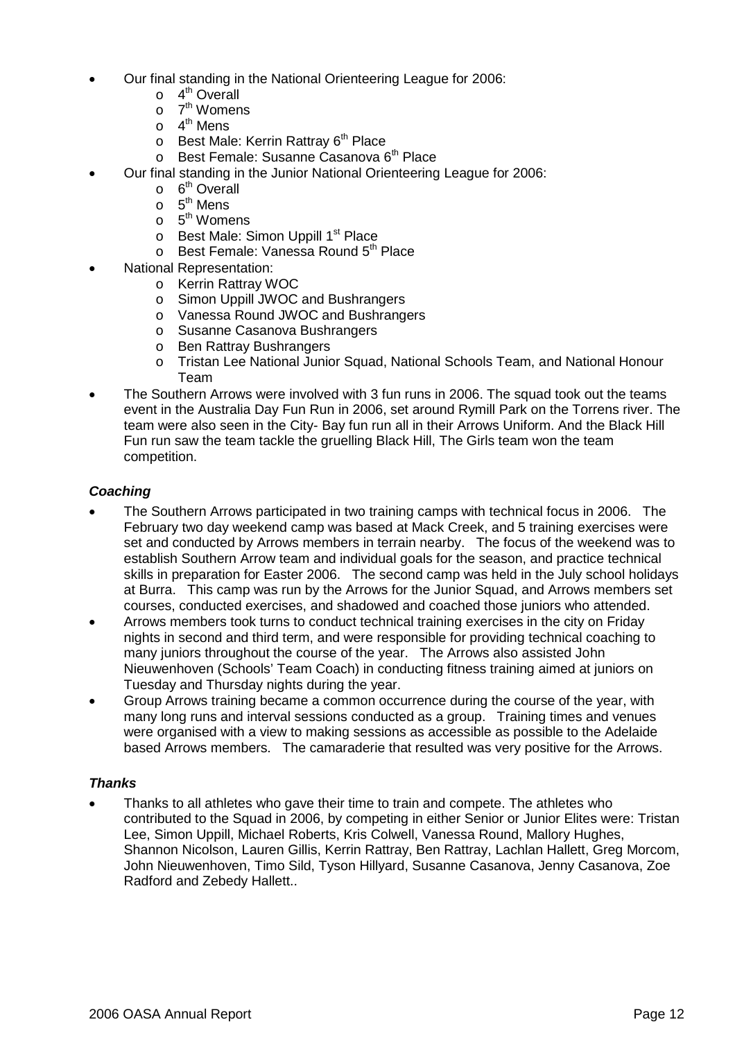- Our final standing in the National Orienteering League for 2006:
  - 4th Overall
  - 7th Womens
  - 4th Mens
  - Best Male: Kerrin Rattray 6th Place
  - Best Female: Susanne Casanova 6th Place
- Our final standing in the Junior National Orienteering League for 2006:
  - 6th Overall
  - 5th Mens
  - 5th Womens
  - Best Male: Simon Uppill 1st Place
  - Best Female: Vanessa Round 5th Place
- National Representation:
  - Kerrin Rattray WOC
  - Simon Uppill JWOC and Bushrangers
  - Vanessa Round JWOC and Bushrangers
  - Susanne Casanova Bushrangers
  - Ben Rattray Bushrangers
  - Tristan Lee National Junior Squad, National Schools Team, and National Honour Team
- The Southern Arrows were involved with 3 fun runs in 2006. The squad took out the teams event in the Australia Day Fun Run in 2006, set around Rymill Park on the Torrens river. The team were also seen in the City- Bay fun run all in their Arrows Uniform. And the Black Hill Fun run saw the team tackle the gruelling Black Hill, The Girls team won the team competition.

### *Coaching*

- The Southern Arrows participated in two training camps with technical focus in 2006. The February two day weekend camp was based at Mack Creek, and 5 training exercises were set and conducted by Arrows members in terrain nearby. The focus of the weekend was to establish Southern Arrow team and individual goals for the season, and practice technical skills in preparation for Easter 2006. The second camp was held in the July school holidays at Burra. This camp was run by the Arrows for the Junior Squad, and Arrows members set courses, conducted exercises, and shadowed and coached those juniors who attended.
- Arrows members took turns to conduct technical training exercises in the city on Friday nights in second and third term, and were responsible for providing technical coaching to many juniors throughout the course of the year. The Arrows also assisted John Nieuwenhoven (Schools' Team Coach) in conducting fitness training aimed at juniors on Tuesday and Thursday nights during the year.
- Group Arrows training became a common occurrence during the course of the year, with many long runs and interval sessions conducted as a group. Training times and venues were organised with a view to making sessions as accessible as possible to the Adelaide based Arrows members. The camaraderie that resulted was very positive for the Arrows.

### *Thanks*

- Thanks to all athletes who gave their time to train and compete. The athletes who contributed to the Squad in 2006, by competing in either Senior or Junior Elites were: Tristan Lee, Simon Uppill, Michael Roberts, Kris Colwell, Vanessa Round, Mallory Hughes, Shannon Nicolson, Lauren Gillis, Kerrin Rattray, Ben Rattray, Lachlan Hallett, Greg Morcom, John Nieuwenhoven, Timo Sild, Tyson Hillyard, Susanne Casanova, Jenny Casanova, Zoe Radford and Zebedy Hallett..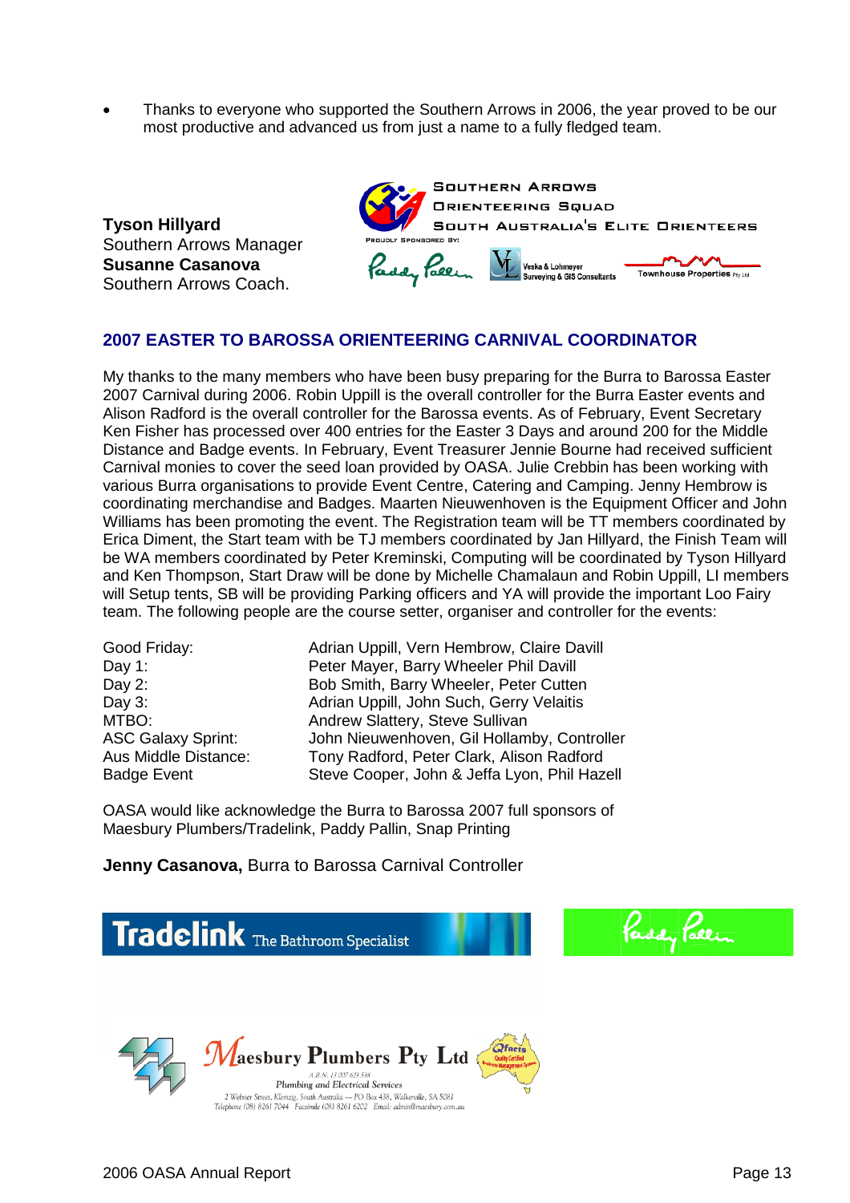- Thanks to everyone who supported the Southern Arrows in 2006, the year proved to be our most productive and advanced us from just a name to a fully fledged team.

**Tyson Hillyard**
Southern Arrows Manager
**Susanne Casanova**
Southern Arrows Coach.

SOUTHERN ARROWS
ORIENTEERING SQUAD
SOUTH AUSTRALIA'S ELITE ORIENTEERS
PROUDLY SPONSORED BY:
Paddy Pallin
Veska & Lohmeyer Surveying & GIS Consultants
Townhouse Properties Pty Ltd

## 2007 EASTER TO BAROSSA ORIENTEERING CARNIVAL COORDINATOR

My thanks to the many members who have been busy preparing for the Burra to Barossa Easter 2007 Carnival during 2006. Robin Uppill is the overall controller for the Burra Easter events and Alison Radford is the overall controller for the Barossa events. As of February, Event Secretary Ken Fisher has processed over 400 entries for the Easter 3 Days and around 200 for the Middle Distance and Badge events. In February, Event Treasurer Jennie Bourne had received sufficient Carnival monies to cover the seed loan provided by OASA. Julie Crebbin has been working with various Burra organisations to provide Event Centre, Catering and Camping. Jenny Hembrow is coordinating merchandise and Badges. Maarten Nieuwenhoven is the Equipment Officer and John Williams has been promoting the event. The Registration team will be TT members coordinated by Erica Diment, the Start team with be TJ members coordinated by Jan Hillyard, the Finish Team will be WA members coordinated by Peter Kreminski, Computing will be coordinated by Tyson Hillyard and Ken Thompson, Start Draw will be done by Michelle Chamalaun and Robin Uppill, LI members will Setup tents, SB will be providing Parking officers and YA will provide the important Loo Fairy team. The following people are the course setter, organiser and controller for the events:

| | |
|---|---|
| Good Friday: | Adrian Uppill, Vern Hembrow, Claire Davill |
| Day 1: | Peter Mayer, Barry Wheeler Phil Davill |
| Day 2: | Bob Smith, Barry Wheeler, Peter Cutten |
| Day 3: | Adrian Uppill, John Such, Gerry Velaitis |
| MTBO: | Andrew Slattery, Steve Sullivan |
| ASC Galaxy Sprint: | John Nieuwenhoven, Gil Hollamby, Controller |
| Aus Middle Distance: | Tony Radford, Peter Clark, Alison Radford |
| Badge Event | Steve Cooper, John & Jeffa Lyon, Phil Hazell |

OASA would like acknowledge the Burra to Barossa 2007 full sponsors of Maesbury Plumbers/Tradelink, Paddy Pallin, Snap Printing

**Jenny Casanova,** Burra to Barossa Carnival Controller

Tradelink The Bathroom Specialist

Paddy Pallin

Maesbury Plumbers Pty Ltd
A.B.N. 13 007 625 538
Plumbing and Electrical Services
2 Webster Street, Klemzig, South Australia — PO Box 438, Walkerville, SA 5081
Telephone (08) 8261 7044 Facsimile (08) 8261 6202 Email: admin@maesbury.com.au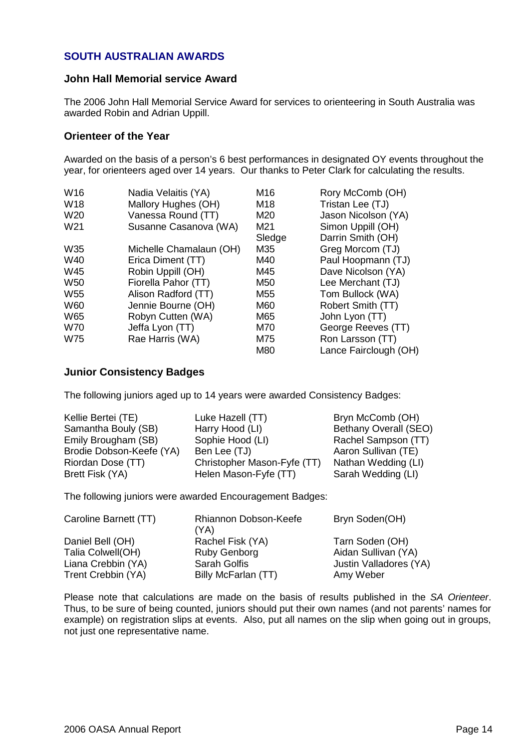## SOUTH AUSTRALIAN AWARDS

### John Hall Memorial service Award

The 2006 John Hall Memorial Service Award for services to orienteering in South Australia was awarded Robin and Adrian Uppill.

### Orienteer of the Year

Awarded on the basis of a person's 6 best performances in designated OY events throughout the year, for orienteers aged over 14 years. Our thanks to Peter Clark for calculating the results.

| | | | |
|---|---|---|---|
| W16 | Nadia Velaitis (YA) | M16 | Rory McComb (OH) |
| W18 | Mallory Hughes (OH) | M18 | Tristan Lee (TJ) |
| W20 | Vanessa Round (TT) | M20 | Jason Nicolson (YA) |
| W21 | Susanne Casanova (WA) | M21 | Simon Uppill (OH) |
| | | Sledge | Darrin Smith (OH) |
| W35 | Michelle Chamalaun (OH) | M35 | Greg Morcom (TJ) |
| W40 | Erica Diment (TT) | M40 | Paul Hoopmann (TJ) |
| W45 | Robin Uppill (OH) | M45 | Dave Nicolson (YA) |
| W50 | Fiorella Pahor (TT) | M50 | Lee Merchant (TJ) |
| W55 | Alison Radford (TT) | M55 | Tom Bullock (WA) |
| W60 | Jennie Bourne (OH) | M60 | Robert Smith (TT) |
| W65 | Robyn Cutten (WA) | M65 | John Lyon (TT) |
| W70 | Jeffa Lyon (TT) | M70 | George Reeves (TT) |
| W75 | Rae Harris (WA) | M75 | Ron Larsson (TT) |
| | | M80 | Lance Fairclough (OH) |

### Junior Consistency Badges

The following juniors aged up to 14 years were awarded Consistency Badges:

| | | |
|---|---|---|
| Kellie Bertei (TE) | Luke Hazell (TT) | Bryn McComb (OH) |
| Samantha Bouly (SB) | Harry Hood (LI) | Bethany Overall (SEO) |
| Emily Brougham (SB) | Sophie Hood (LI) | Rachel Sampson (TT) |
| Brodie Dobson-Keefe (YA) | Ben Lee (TJ) | Aaron Sullivan (TE) |
| Riordan Dose (TT) | Christopher Mason-Fyfe (TT) | Nathan Wedding (LI) |
| Brett Fisk (YA) | Helen Mason-Fyfe (TT) | Sarah Wedding (LI) |

The following juniors were awarded Encouragement Badges:

| | | |
|---|---|---|
| Caroline Barnett (TT) | Rhiannon Dobson-Keefe (YA) | Bryn Soden(OH) |
| Daniel Bell (OH) | Rachel Fisk (YA) | Tarn Soden (OH) |
| Talia Colwell(OH) | Ruby Genborg | Aidan Sullivan (YA) |
| Liana Crebbin (YA) | Sarah Golfis | Justin Valladores (YA) |
| Trent Crebbin (YA) | Billy McFarlan (TT) | Amy Weber |

Please note that calculations are made on the basis of results published in the *SA Orienteer*. Thus, to be sure of being counted, juniors should put their own names (and not parents' names for example) on registration slips at events. Also, put all names on the slip when going out in groups, not just one representative name.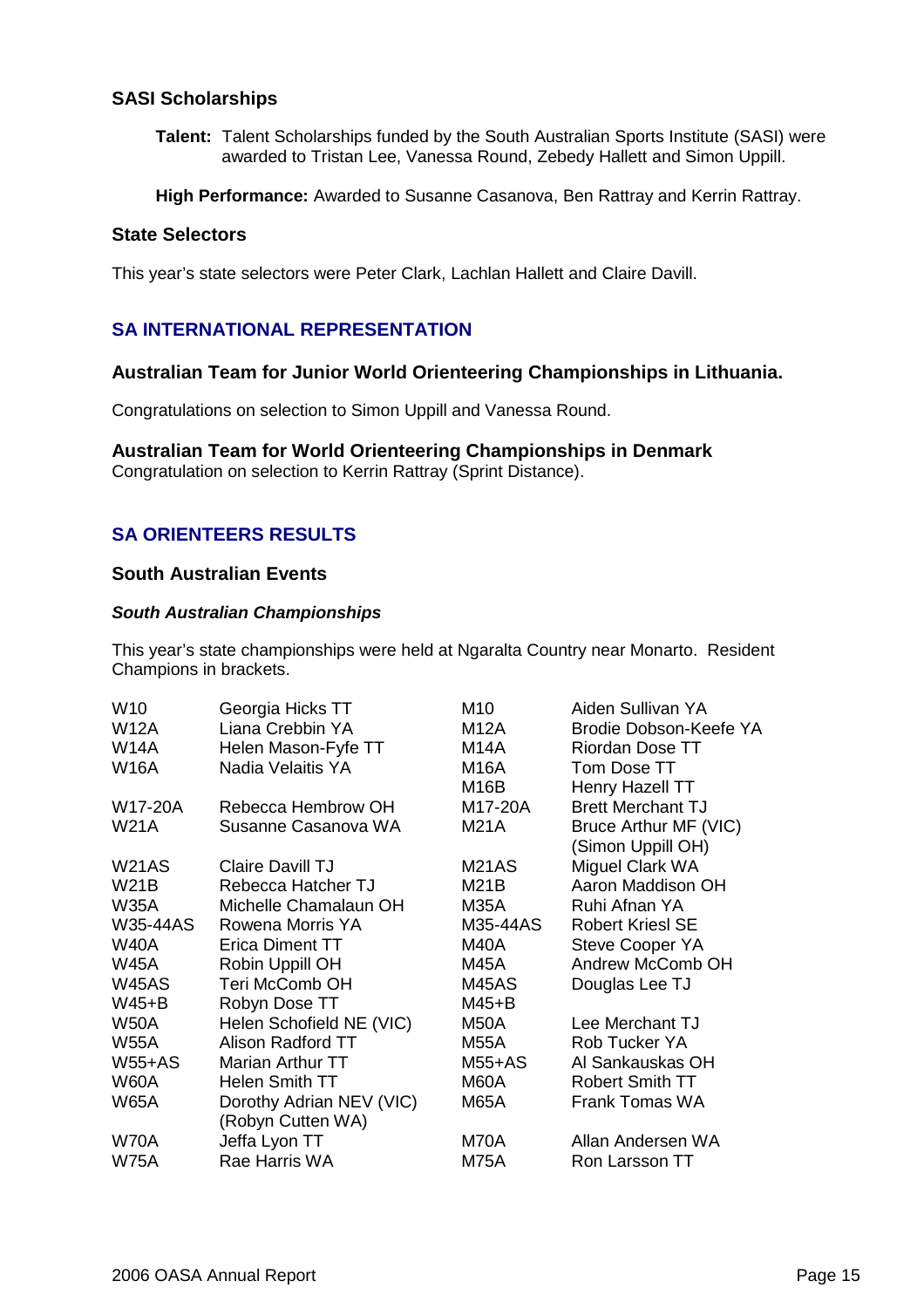### SASI Scholarships

**Talent:** Talent Scholarships funded by the South Australian Sports Institute (SASI) were awarded to Tristan Lee, Vanessa Round, Zebedy Hallett and Simon Uppill.

**High Performance:** Awarded to Susanne Casanova, Ben Rattray and Kerrin Rattray.

### State Selectors

This year's state selectors were Peter Clark, Lachlan Hallett and Claire Davill.

## SA INTERNATIONAL REPRESENTATION

### Australian Team for Junior World Orienteering Championships in Lithuania.

Congratulations on selection to Simon Uppill and Vanessa Round.

### Australian Team for World Orienteering Championships in Denmark

Congratulation on selection to Kerrin Rattray (Sprint Distance).

## SA ORIENTEERS RESULTS

### South Australian Events

#### *South Australian Championships*

This year's state championships were held at Ngaralta Country near Monarto. Resident Champions in brackets.

| | | | |
|---|---|---|---|
| W10 | Georgia Hicks TT | M10 | Aiden Sullivan YA |
| W12A | Liana Crebbin YA | M12A | Brodie Dobson-Keefe YA |
| W14A | Helen Mason-Fyfe TT | M14A | Riordan Dose TT |
| W16A | Nadia Velaitis YA | M16A | Tom Dose TT |
| | | M16B | Henry Hazell TT |
| W17-20A | Rebecca Hembrow OH | M17-20A | Brett Merchant TJ |
| W21A | Susanne Casanova WA | M21A | Bruce Arthur MF (VIC) (Simon Uppill OH) |
| W21AS | Claire Davill TJ | M21AS | Miguel Clark WA |
| W21B | Rebecca Hatcher TJ | M21B | Aaron Maddison OH |
| W35A | Michelle Chamalaun OH | M35A | Ruhi Afnan YA |
| W35-44AS | Rowena Morris YA | M35-44AS | Robert Kriesl SE |
| W40A | Erica Diment TT | M40A | Steve Cooper YA |
| W45A | Robin Uppill OH | M45A | Andrew McComb OH |
| W45AS | Teri McComb OH | M45AS | Douglas Lee TJ |
| W45+B | Robyn Dose TT | M45+B | |
| W50A | Helen Schofield NE (VIC) | M50A | Lee Merchant TJ |
| W55A | Alison Radford TT | M55A | Rob Tucker YA |
| W55+AS | Marian Arthur TT | M55+AS | Al Sankauskas OH |
| W60A | Helen Smith TT | M60A | Robert Smith TT |
| W65A | Dorothy Adrian NEV (VIC) (Robyn Cutten WA) | M65A | Frank Tomas WA |
| W70A | Jeffa Lyon TT | M70A | Allan Andersen WA |
| W75A | Rae Harris WA | M75A | Ron Larsson TT |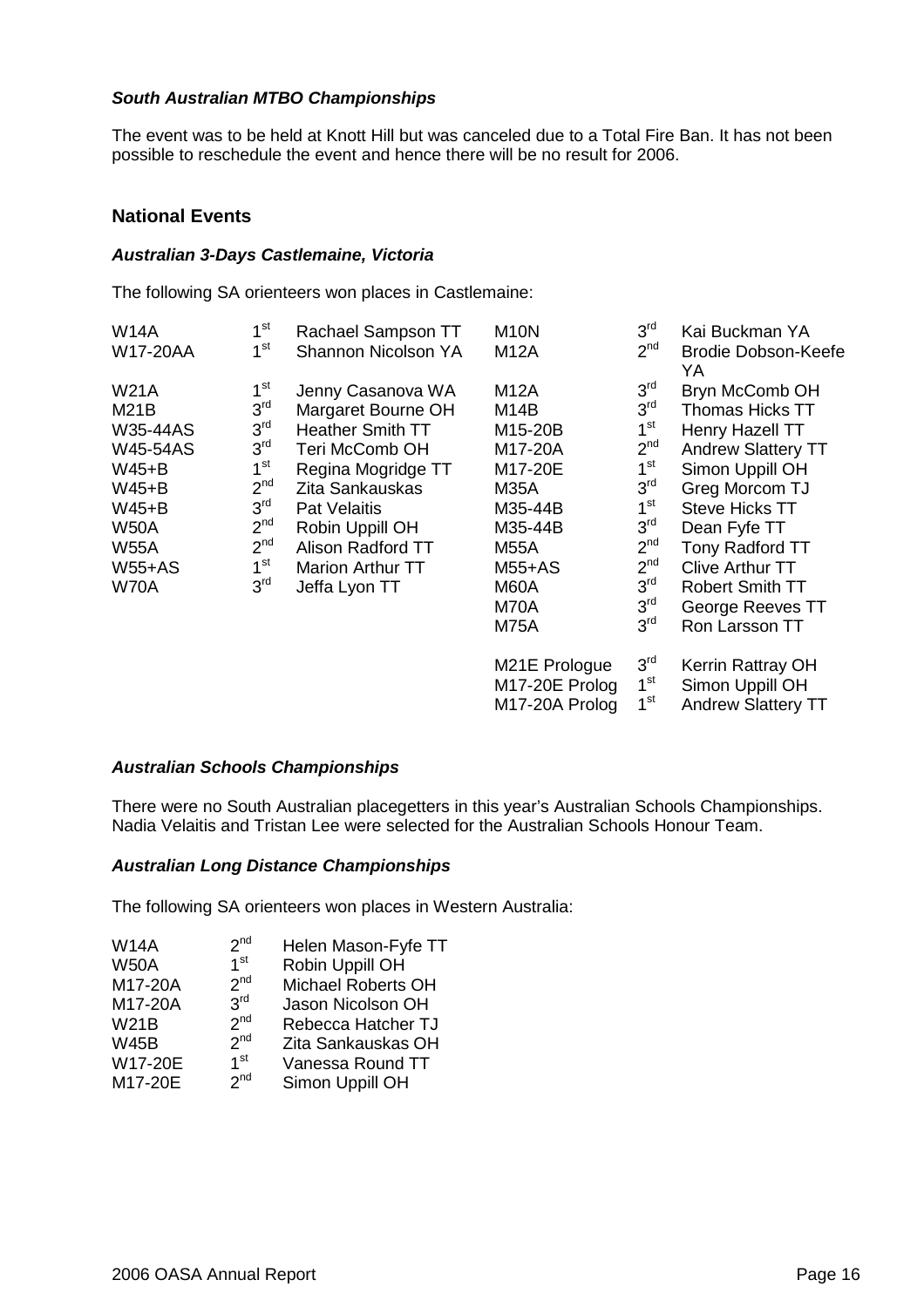### *South Australian MTBO Championships*

The event was to be held at Knott Hill but was canceled due to a Total Fire Ban. It has not been possible to reschedule the event and hence there will be no result for 2006.

## National Events

### *Australian 3-Days Castlemaine, Victoria*

The following SA orienteers won places in Castlemaine:

| | | | | | |
|---|---|---|---|---|---|
| W14A | 1st | Rachael Sampson TT | M10N | 3rd | Kai Buckman YA |
| W17-20AA | 1st | Shannon Nicolson YA | M12A | 2nd | Brodie Dobson-Keefe YA |
| W21A | 1st | Jenny Casanova WA | M12A | 3rd | Bryn McComb OH |
| M21B | 3rd | Margaret Bourne OH | M14B | 3rd | Thomas Hicks TT |
| W35-44AS | 3rd | Heather Smith TT | M15-20B | 1st | Henry Hazell TT |
| W45-54AS | 3rd | Teri McComb OH | M17-20A | 2nd | Andrew Slattery TT |
| W45+B | 1st | Regina Mogridge TT | M17-20E | 1st | Simon Uppill OH |
| W45+B | 2nd | Zita Sankauskas | M35A | 3rd | Greg Morcom TJ |
| W45+B | 3rd | Pat Velaitis | M35-44B | 1st | Steve Hicks TT |
| W50A | 2nd | Robin Uppill OH | M35-44B | 3rd | Dean Fyfe TT |
| W55A | 2nd | Alison Radford TT | M55A | 2nd | Tony Radford TT |
| W55+AS | 1st | Marion Arthur TT | M55+AS | 2nd | Clive Arthur TT |
| W70A | 3rd | Jeffa Lyon TT | M60A | 3rd | Robert Smith TT |
| | | | M70A | 3rd | George Reeves TT |
| | | | M75A | 3rd | Ron Larsson TT |
| | | | M21E Prologue | 3rd | Kerrin Rattray OH |
| | | | M17-20E Prolog | 1st | Simon Uppill OH |
| | | | M17-20A Prolog | 1st | Andrew Slattery TT |

### *Australian Schools Championships*

There were no South Australian placegetters in this year's Australian Schools Championships. Nadia Velaitis and Tristan Lee were selected for the Australian Schools Honour Team.

### *Australian Long Distance Championships*

The following SA orienteers won places in Western Australia:

| | | |
|---|---|---|
| W14A | 2nd | Helen Mason-Fyfe TT |
| W50A | 1st | Robin Uppill OH |
| M17-20A | 2nd | Michael Roberts OH |
| M17-20A | 3rd | Jason Nicolson OH |
| W21B | 2nd | Rebecca Hatcher TJ |
| W45B | 2nd | Zita Sankauskas OH |
| W17-20E | 1st | Vanessa Round TT |
| M17-20E | 2nd | Simon Uppill OH |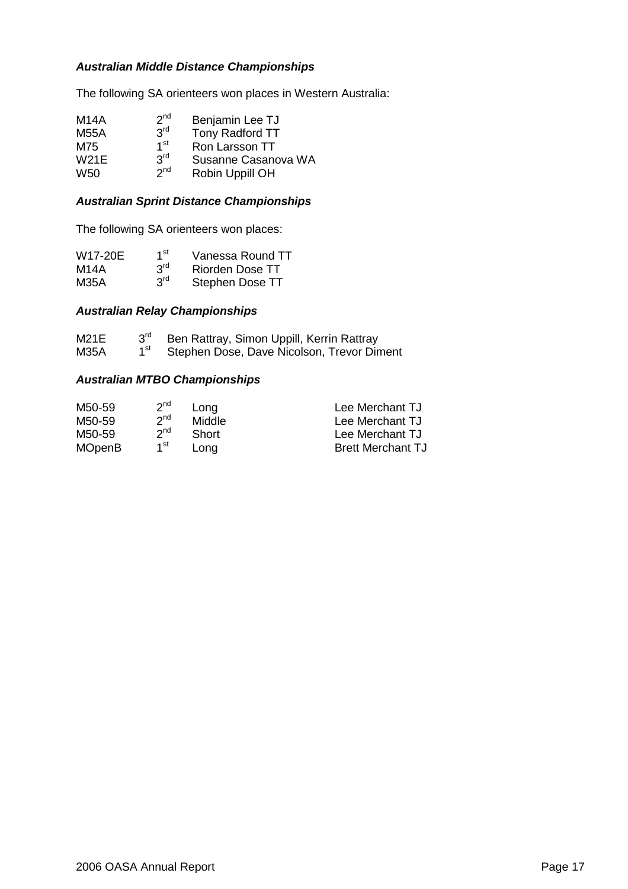### *Australian Middle Distance Championships*

The following SA orienteers won places in Western Australia:

| | | |
|---|---|---|
| M14A | 2nd | Benjamin Lee TJ |
| M55A | 3rd | Tony Radford TT |
| M75 | 1st | Ron Larsson TT |
| W21E | 3rd | Susanne Casanova WA |
| W50 | 2nd | Robin Uppill OH |

### *Australian Sprint Distance Championships*

The following SA orienteers won places:

| | | |
|---|---|---|
| W17-20E | 1st | Vanessa Round TT |
| M14A | 3rd | Riorden Dose TT |
| M35A | 3rd | Stephen Dose TT |

### *Australian Relay Championships*

| | | |
|---|---|---|
| M21E | 3rd | Ben Rattray, Simon Uppill, Kerrin Rattray |
| M35A | 1st | Stephen Dose, Dave Nicolson, Trevor Diment |

### *Australian MTBO Championships*

| | | | |
|---|---|---|---|
| M50-59 | 2nd | Long | Lee Merchant TJ |
| M50-59 | 2nd | Middle | Lee Merchant TJ |
| M50-59 | 2nd | Short | Lee Merchant TJ |
| MOpenB | 1st | Long | Brett Merchant TJ |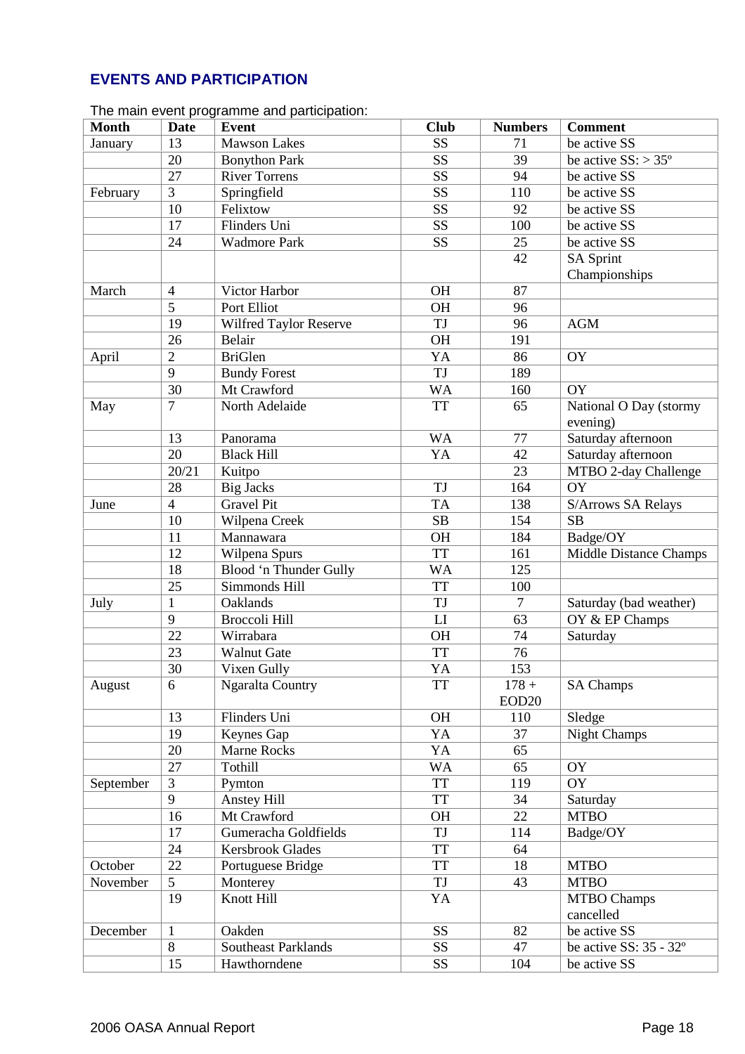### EVENTS AND PARTICIPATION

The main event programme and participation:

| Month | Date | Event | Club | Numbers | Comment |
|---|---|---|---|---|---|
| January | 13 | Mawson Lakes | SS | 71 | be active SS |
| | 20 | Bonython Park | SS | 39 | be active SS: > 35º |
| | 27 | River Torrens | SS | 94 | be active SS |
| February | 3 | Springfield | SS | 110 | be active SS |
| | 10 | Felixtow | SS | 92 | be active SS |
| | 17 | Flinders Uni | SS | 100 | be active SS |
| | 24 | Wadmore Park | SS | 25 | be active SS |
| | | | | 42 | SA Sprint Championships |
| March | 4 | Victor Harbor | OH | 87 | |
| | 5 | Port Elliot | OH | 96 | |
| | 19 | Wilfred Taylor Reserve | TJ | 96 | AGM |
| | 26 | Belair | OH | 191 | |
| April | 2 | BriGlen | YA | 86 | OY |
| | 9 | Bundy Forest | TJ | 189 | |
| | 30 | Mt Crawford | WA | 160 | OY |
| May | 7 | North Adelaide | TT | 65 | National O Day (stormy evening) |
| | 13 | Panorama | WA | 77 | Saturday afternoon |
| | 20 | Black Hill | YA | 42 | Saturday afternoon |
| | 20/21 | Kuitpo | | 23 | MTBO 2-day Challenge |
| | 28 | Big Jacks | TJ | 164 | OY |
| June | 4 | Gravel Pit | TA | 138 | S/Arrows SA Relays |
| | 10 | Wilpena Creek | SB | 154 | SB |
| | 11 | Mannawara | OH | 184 | Badge/OY |
| | 12 | Wilpena Spurs | TT | 161 | Middle Distance Champs |
| | 18 | Blood 'n Thunder Gully | WA | 125 | |
| | 25 | Simmonds Hill | TT | 100 | |
| July | 1 | Oaklands | TJ | 7 | Saturday (bad weather) |
| | 9 | Broccoli Hill | LI | 63 | OY & EP Champs |
| | 22 | Wirrabara | OH | 74 | Saturday |
| | 23 | Walnut Gate | TT | 76 | |
| | 30 | Vixen Gully | YA | 153 | |
| August | 6 | Ngaralta Country | TT | 178 + EOD20 | SA Champs |
| | 13 | Flinders Uni | OH | 110 | Sledge |
| | 19 | Keynes Gap | YA | 37 | Night Champs |
| | 20 | Marne Rocks | YA | 65 | |
| | 27 | Tothill | WA | 65 | OY |
| September | 3 | Pymton | TT | 119 | OY |
| | 9 | Anstey Hill | TT | 34 | Saturday |
| | 16 | Mt Crawford | OH | 22 | MTBO |
| | 17 | Gumeracha Goldfields | TJ | 114 | Badge/OY |
| | 24 | Kersbrook Glades | TT | 64 | |
| October | 22 | Portuguese Bridge | TT | 18 | MTBO |
| November | 5 | Monterey | TJ | 43 | MTBO |
| | 19 | Knott Hill | YA | | MTBO Champs cancelled |
| December | 1 | Oakden | SS | 82 | be active SS |
| | 8 | Southeast Parklands | SS | 47 | be active SS: 35 - 32º |
| | 15 | Hawthorndene | SS | 104 | be active SS |